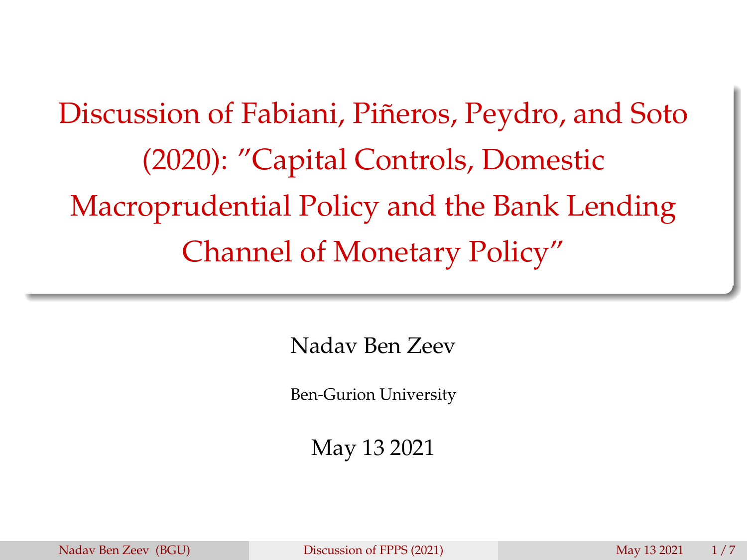# Discussion of Fabiani, Piñeros, Peydro, and Soto (2020): "Capital Controls, Domestic Macroprudential Policy and the Bank Lending Channel of Monetary Policy"

Nadav Ben Zeev

Ben-Gurion University

May 13 2021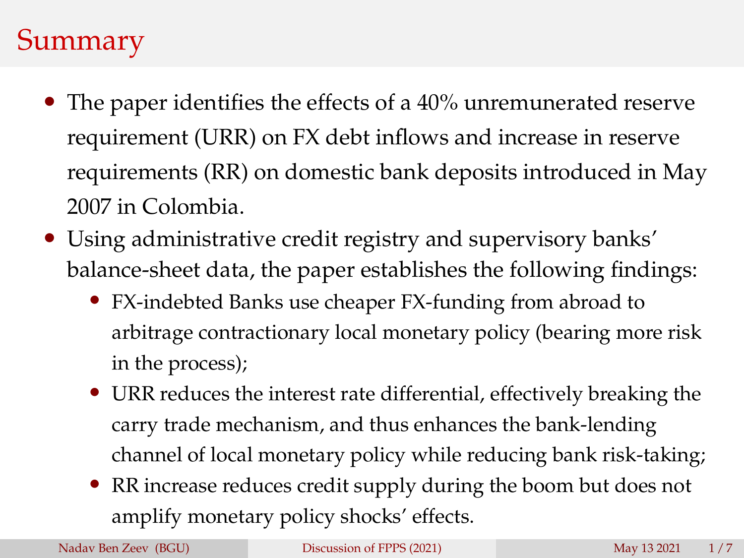# Summary

- The paper identifies the effects of a 40% unremunerated reserve requirement (URR) on FX debt inflows and increase in reserve requirements (RR) on domestic bank deposits introduced in May 2007 in Colombia.
- Using administrative credit registry and supervisory banks' balance-sheet data, the paper establishes the following findings:
  - FX-indebted Banks use cheaper FX-funding from abroad to arbitrage contractionary local monetary policy (bearing more risk in the process);
  - URR reduces the interest rate differential, effectively breaking the carry trade mechanism, and thus enhances the bank-lending channel of local monetary policy while reducing bank risk-taking;
  - RR increase reduces credit supply during the boom but does not amplify monetary policy shocks' effects.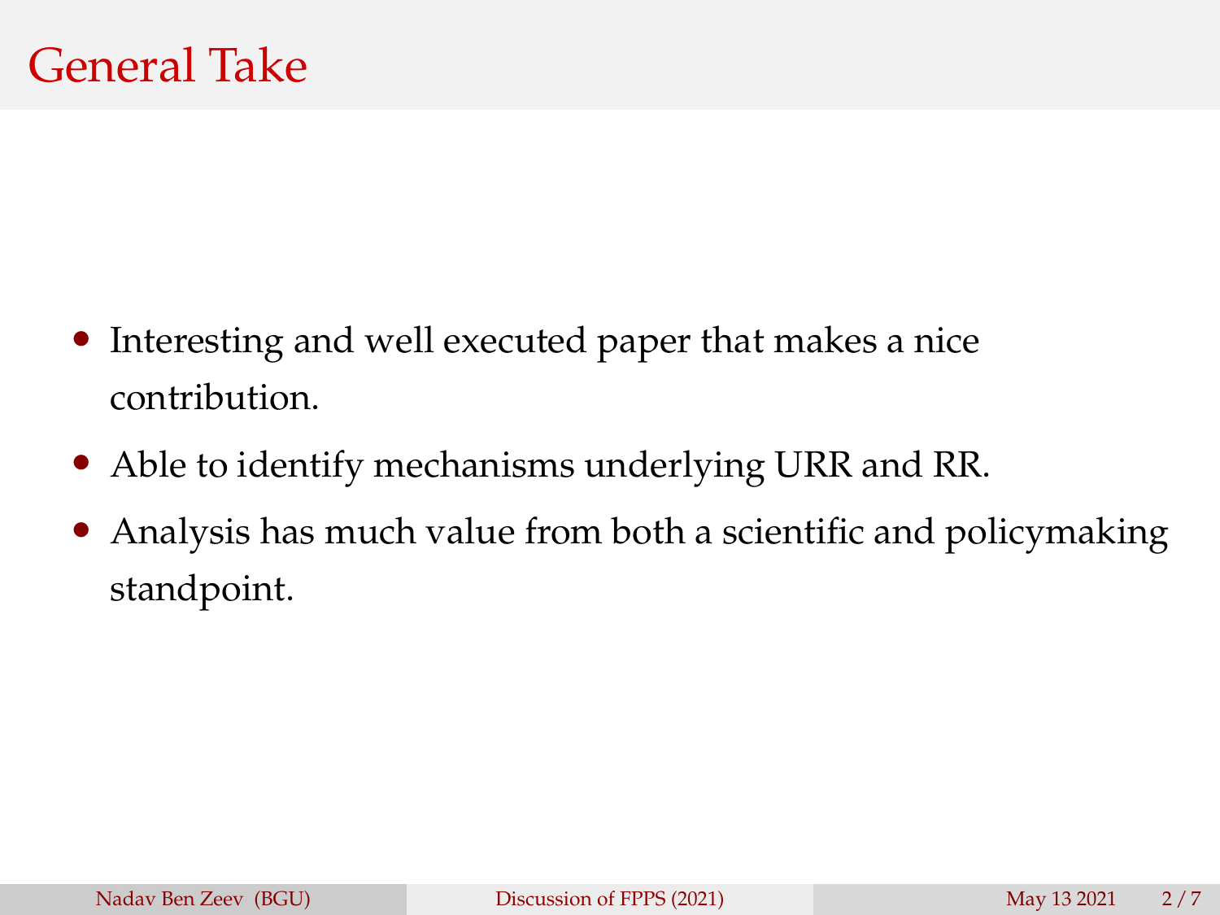# General Take

- Interesting and well executed paper that makes a nice contribution.
- Able to identify mechanisms underlying URR and RR.
- Analysis has much value from both a scientific and policymaking standpoint.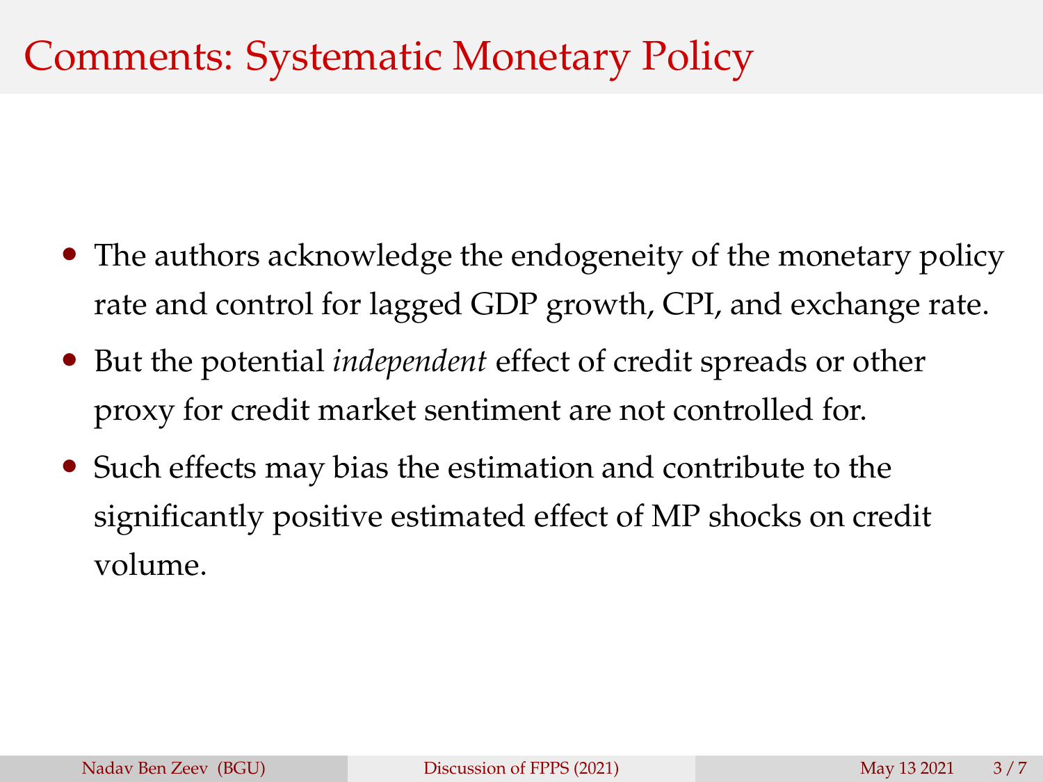# Comments: Systematic Monetary Policy

- The authors acknowledge the endogeneity of the monetary policy rate and control for lagged GDP growth, CPI, and exchange rate.
- But the potential *independent* effect of credit spreads or other proxy for credit market sentiment are not controlled for.
- Such effects may bias the estimation and contribute to the significantly positive estimated effect of MP shocks on credit volume.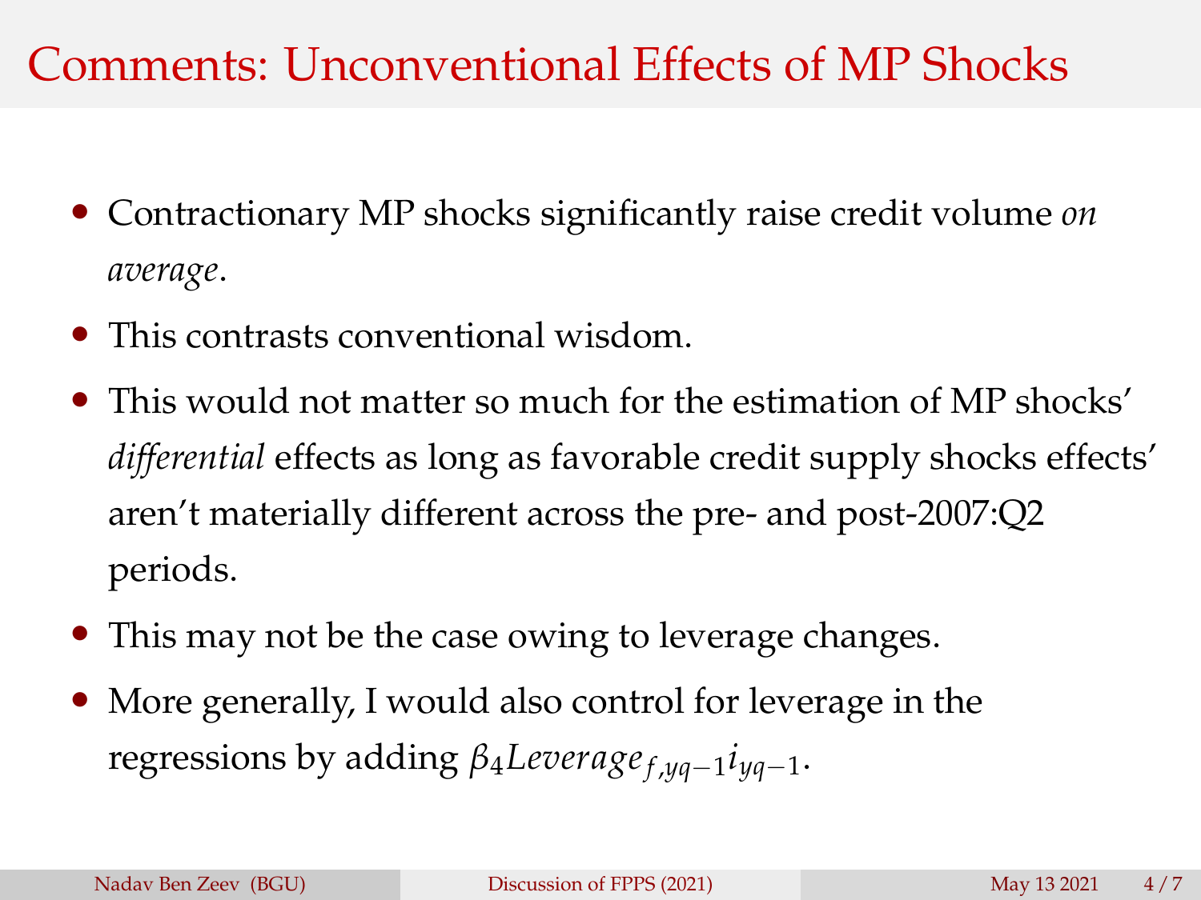# Comments: Unconventional Effects of MP Shocks

- Contractionary MP shocks significantly raise credit volume *on average*.
- This contrasts conventional wisdom.
- This would not matter so much for the estimation of MP shocks' *differential* effects as long as favorable credit supply shocks effects' aren't materially different across the pre- and post-2007:Q2 periods.
- This may not be the case owing to leverage changes.
- More generally, I would also control for leverage in the regressions by adding $\beta_4 Leverage_{f,yq-1} i_{yq-1}$.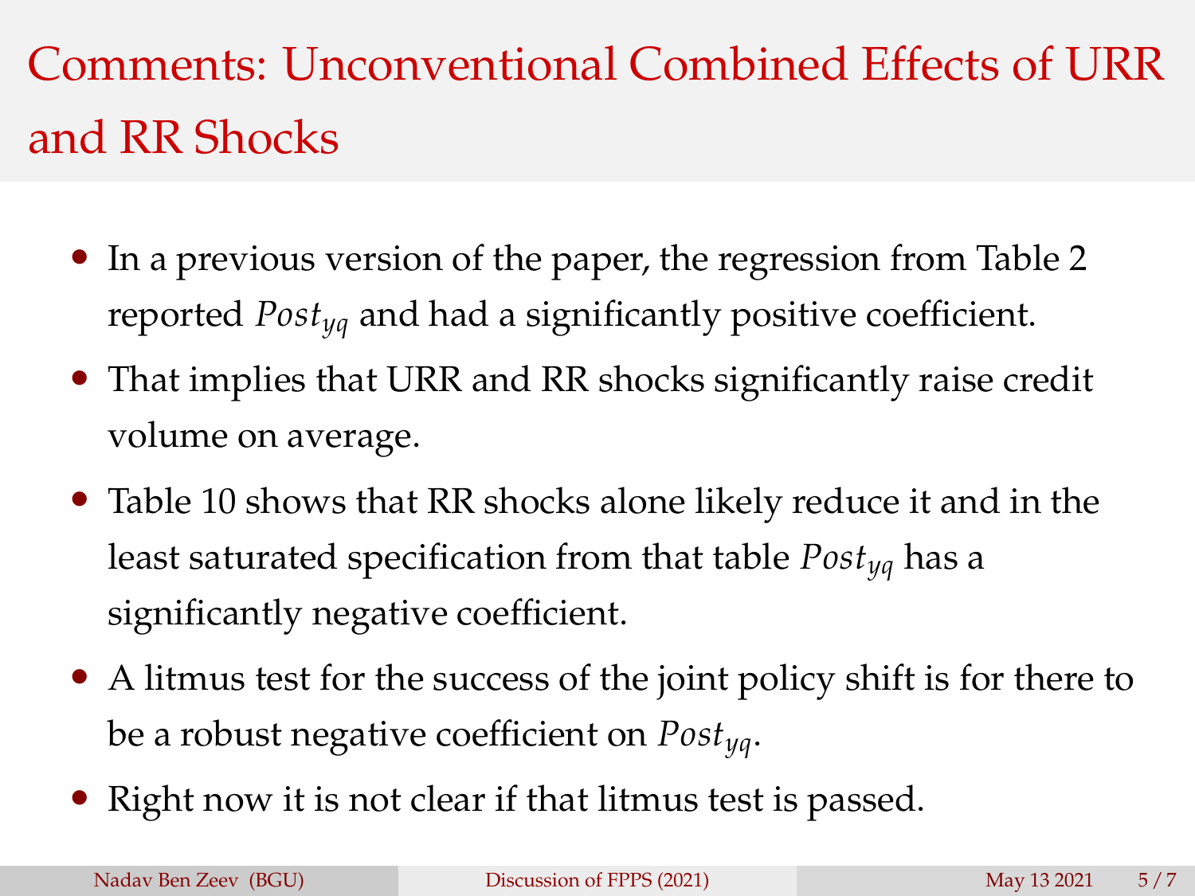# Comments: Unconventional Combined Effects of URR and RR Shocks

- In a previous version of the paper, the regression from Table 2 reported $Post_{yq}$ and had a significantly positive coefficient.
- That implies that URR and RR shocks significantly raise credit volume on average.
- Table 10 shows that RR shocks alone likely reduce it and in the least saturated specification from that table $Post_{yq}$ has a significantly negative coefficient.
- A litmus test for the success of the joint policy shift is for there to be a robust negative coefficient on $Post_{yq}$.
- Right now it is not clear if that litmus test is passed.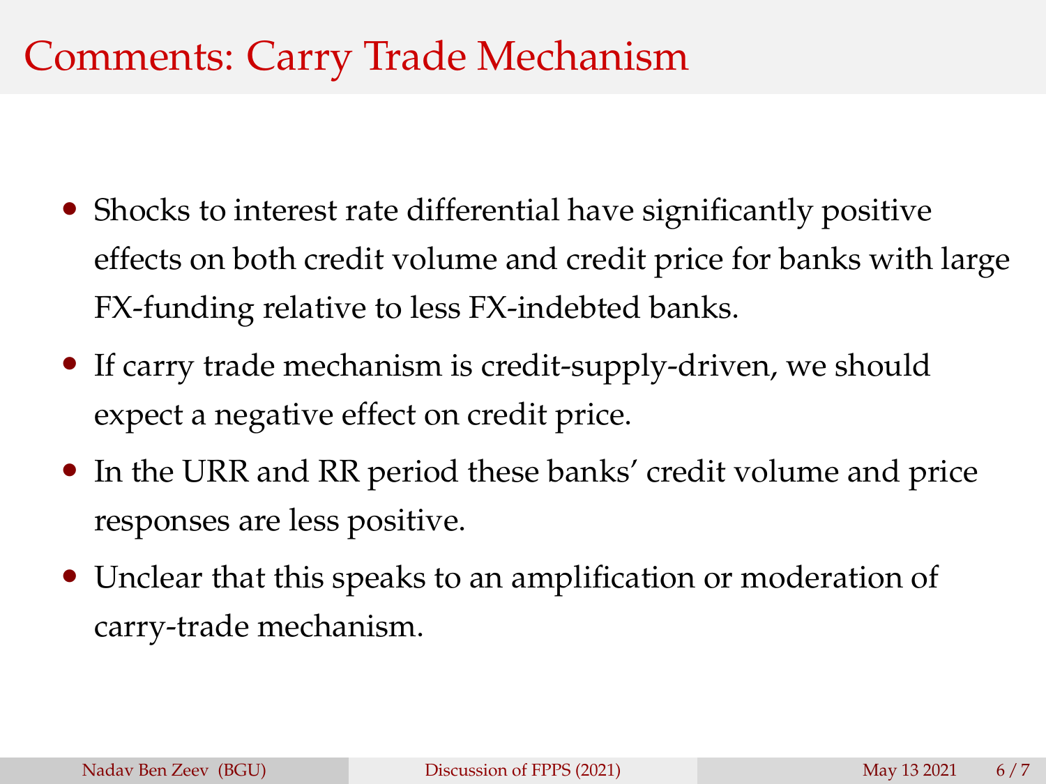# Comments: Carry Trade Mechanism

- Shocks to interest rate differential have significantly positive effects on both credit volume and credit price for banks with large FX-funding relative to less FX-indebted banks.
- If carry trade mechanism is credit-supply-driven, we should expect a negative effect on credit price.
- In the URR and RR period these banks' credit volume and price responses are less positive.
- Unclear that this speaks to an amplification or moderation of carry-trade mechanism.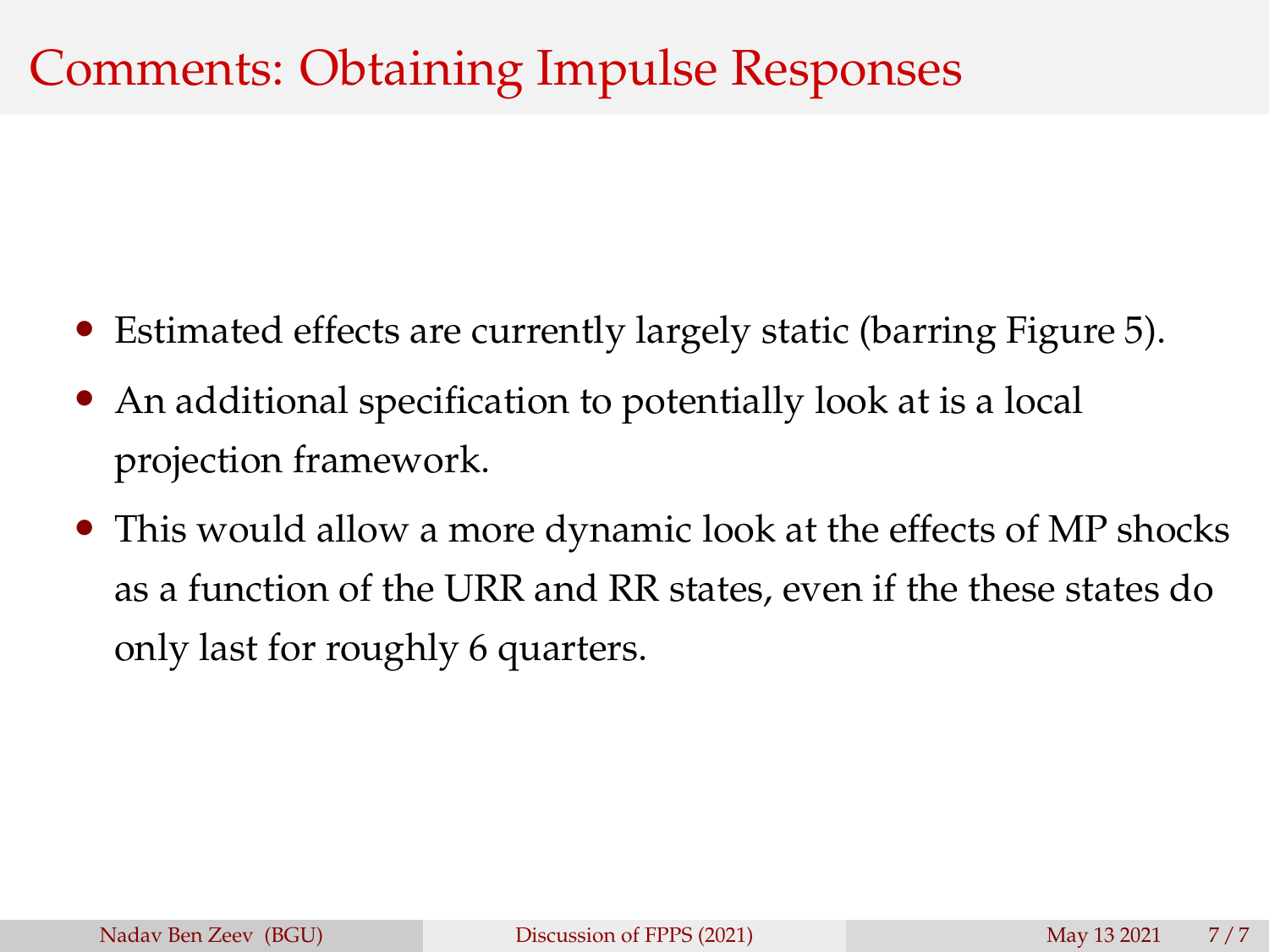# Comments: Obtaining Impulse Responses

- Estimated effects are currently largely static (barring Figure 5).
- An additional specification to potentially look at is a local projection framework.
- This would allow a more dynamic look at the effects of MP shocks as a function of the URR and RR states, even if the these states do only last for roughly 6 quarters.